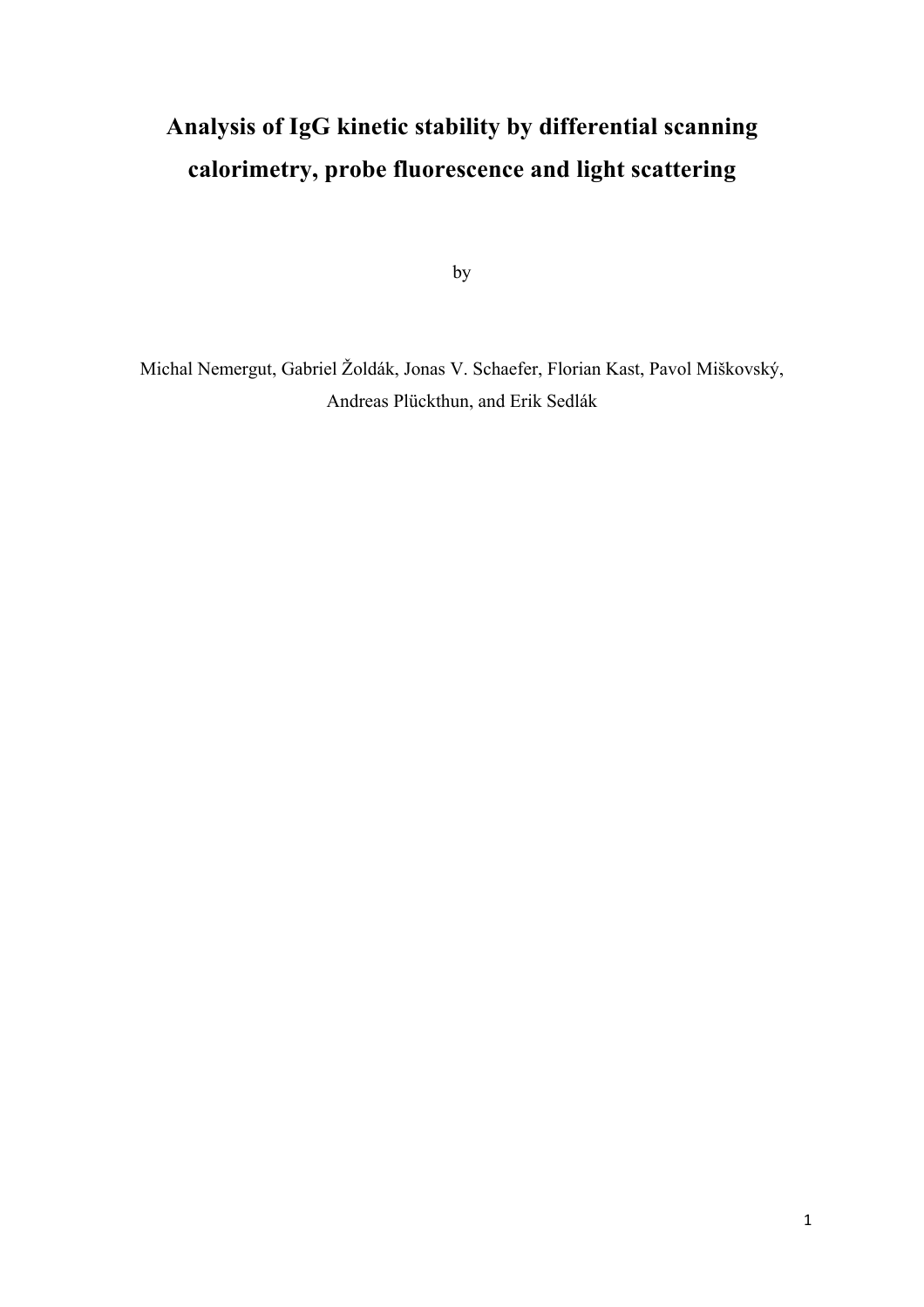# Analysis of IgG kinetic stability by differential scanning calorimetry, probe fluorescence and light scattering

by

Michal Nemergut, Gabriel Žoldák, Jonas V. Schaefer, Florian Kast, Pavol Miškovský, Andreas Plückthun, and Erik Sedlák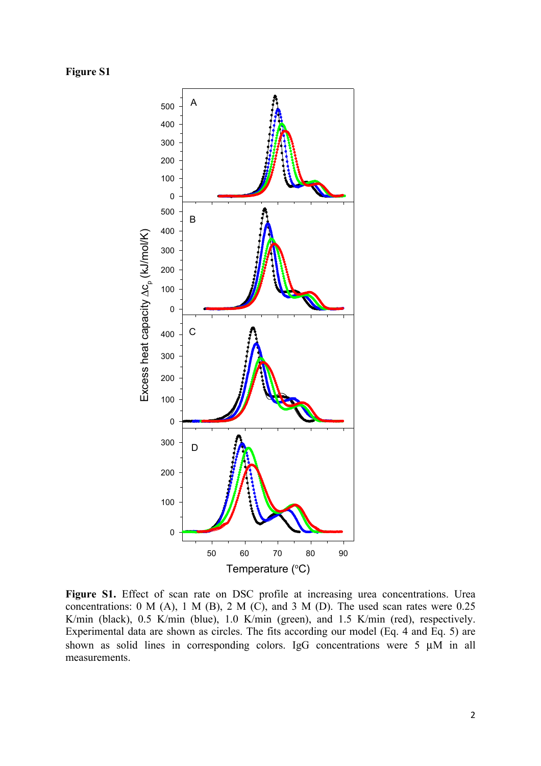**Figure S1**

**Figure S1.** Effect of scan rate on DSC profile at increasing urea concentrations. Urea concentrations: 0 M (A), 1 M (B), 2 M (C), and 3 M (D). The used scan rates were 0.25 K/min (black), 0.5 K/min (blue), 1.0 K/min (green), and 1.5 K/min (red), respectively. Experimental data are shown as circles. The fits according our model (Eq. 4 and Eq. 5) are shown as solid lines in corresponding colors. IgG concentrations were 5 μM in all measurements.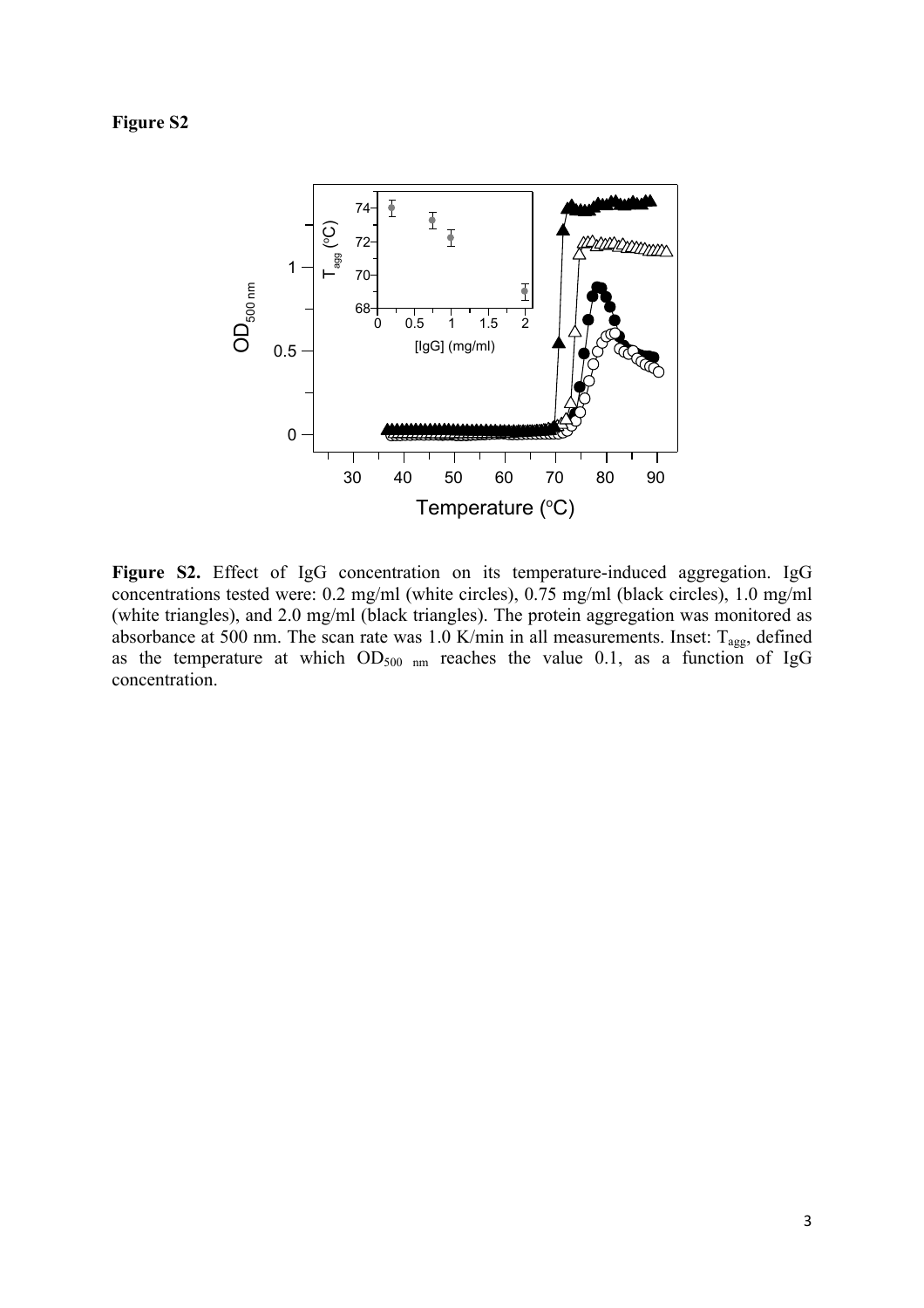**Figure S2**

**Figure S2.** Effect of IgG concentration on its temperature-induced aggregation. IgG concentrations tested were: 0.2 mg/ml (white circles), 0.75 mg/ml (black circles), 1.0 mg/ml (white triangles), and 2.0 mg/ml (black triangles). The protein aggregation was monitored as absorbance at 500 nm. The scan rate was 1.0 K/min in all measurements. Inset: $T_{agg}$, defined as the temperature at which $OD_{500\ nm}$ reaches the value 0.1, as a function of IgG concentration.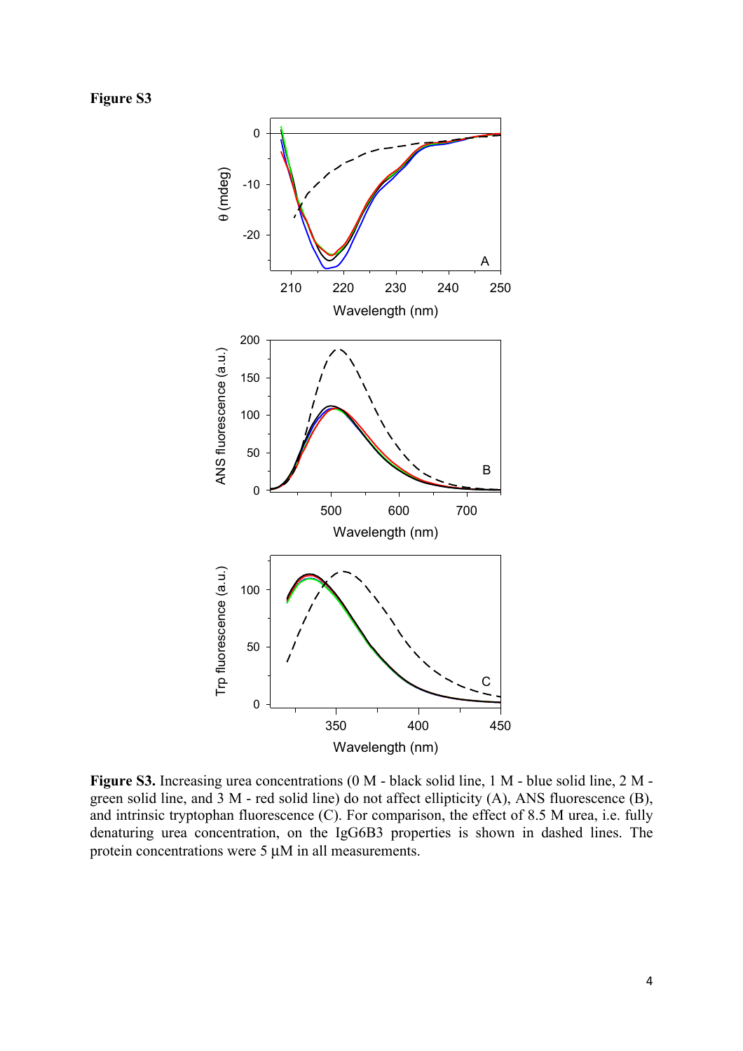**Figure S3**

**Figure S3.** Increasing urea concentrations (0 M - black solid line, 1 M - blue solid line, 2 M - green solid line, and 3 M - red solid line) do not affect ellipticity (A), ANS fluorescence (B), and intrinsic tryptophan fluorescence (C). For comparison, the effect of 8.5 M urea, i.e. fully denaturing urea concentration, on the IgG6B3 properties is shown in dashed lines. The protein concentrations were 5 μM in all measurements.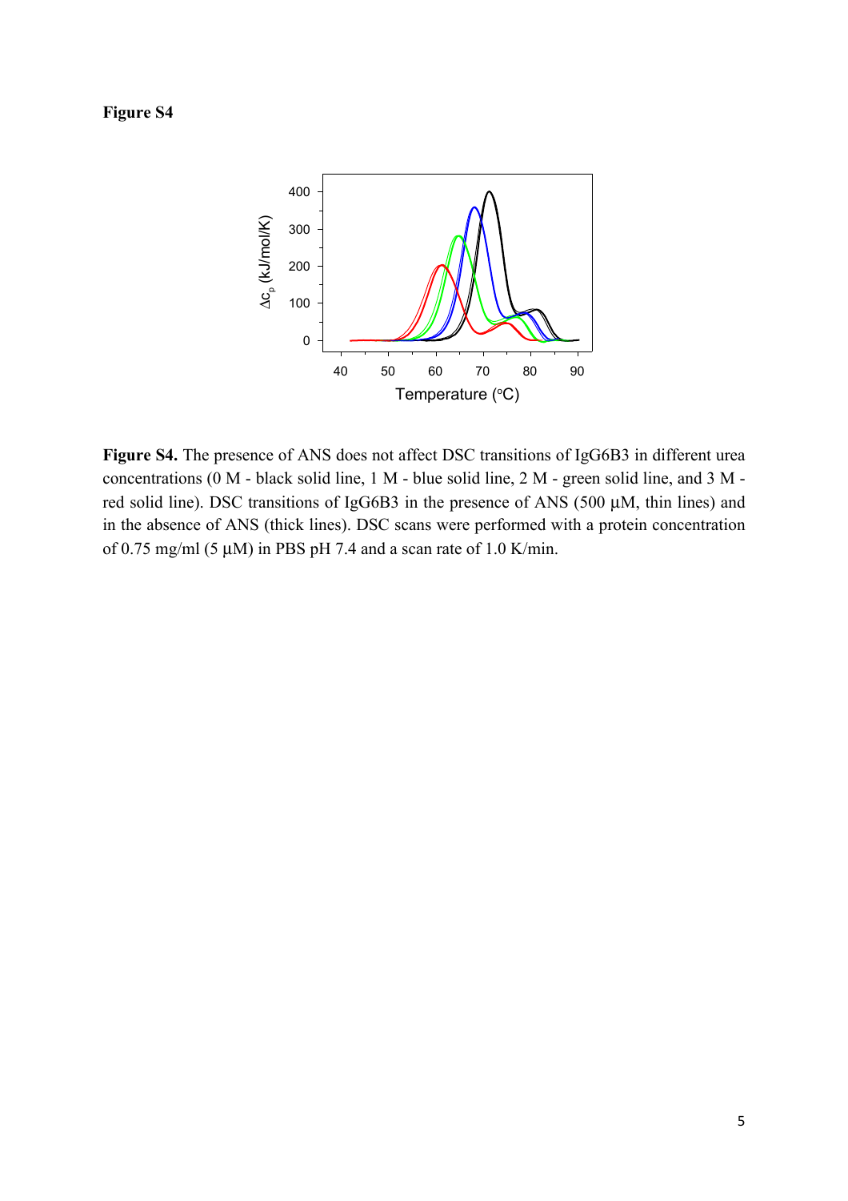**Figure S4**

**Figure S4.** The presence of ANS does not affect DSC transitions of IgG6B3 in different urea concentrations (0 M - black solid line, 1 M - blue solid line, 2 M - green solid line, and 3 M - red solid line). DSC transitions of IgG6B3 in the presence of ANS (500 µM, thin lines) and in the absence of ANS (thick lines). DSC scans were performed with a protein concentration of 0.75 mg/ml (5 µM) in PBS pH 7.4 and a scan rate of 1.0 K/min.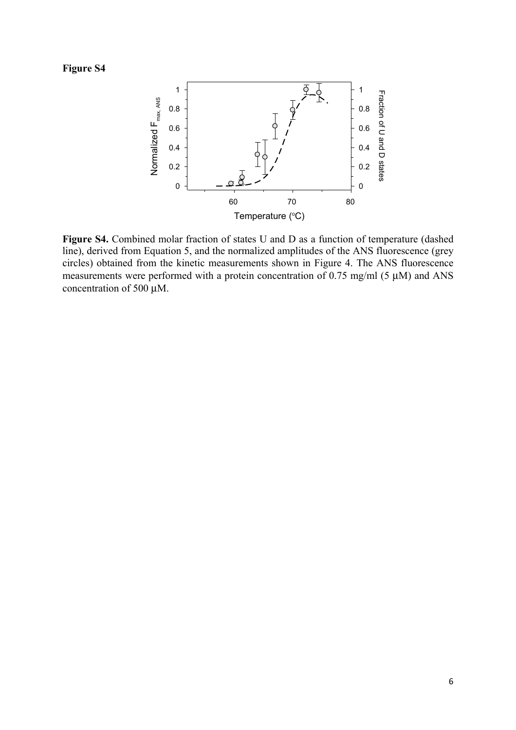**Figure S4**

**Figure S4.** Combined molar fraction of states U and D as a function of temperature (dashed line), derived from Equation 5, and the normalized amplitudes of the ANS fluorescence (grey circles) obtained from the kinetic measurements shown in Figure 4. The ANS fluorescence measurements were performed with a protein concentration of 0.75 mg/ml (5 μM) and ANS concentration of 500 μM.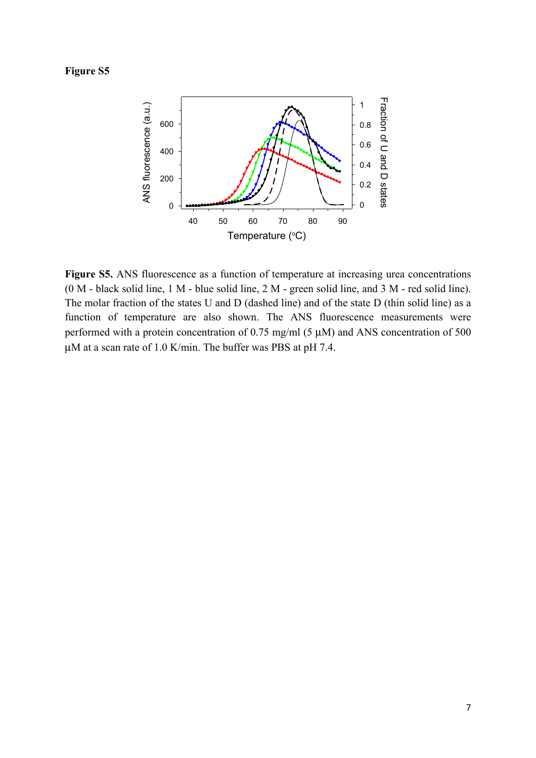**Figure S5**

**Figure S5.** ANS fluorescence as a function of temperature at increasing urea concentrations (0 M - black solid line, 1 M - blue solid line, 2 M - green solid line, and 3 M - red solid line). The molar fraction of the states U and D (dashed line) and of the state D (thin solid line) as a function of temperature are also shown. The ANS fluorescence measurements were performed with a protein concentration of 0.75 mg/ml (5 μM) and ANS concentration of 500 μM at a scan rate of 1.0 K/min. The buffer was PBS at pH 7.4.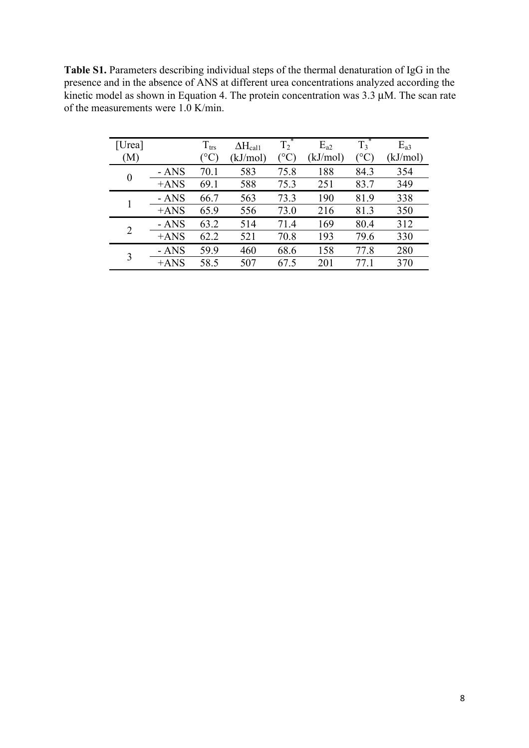**Table S1.** Parameters describing individual steps of the thermal denaturation of IgG in the presence and in the absence of ANS at different urea concentrations analyzed according the kinetic model as shown in Equation 4. The protein concentration was 3.3 μM. The scan rate of the measurements were 1.0 K/min.

| [Urea] (M) | | $T_{trs}$ (°C) | $\Delta H_{cal1}$ (kJ/mol) | $T_2^*$ (°C) | $E_{a2}$ (kJ/mol) | $T_3^*$ (°C) | $E_{a3}$ (kJ/mol) |
|---|---|---|---|---|---|---|---|
| 0 | - ANS | 70.1 | 583 | 75.8 | 188 | 84.3 | 354 |
| | +ANS | 69.1 | 588 | 75.3 | 251 | 83.7 | 349 |
| 1 | - ANS | 66.7 | 563 | 73.3 | 190 | 81.9 | 338 |
| | +ANS | 65.9 | 556 | 73.0 | 216 | 81.3 | 350 |
| 2 | - ANS | 63.2 | 514 | 71.4 | 169 | 80.4 | 312 |
| | +ANS | 62.2 | 521 | 70.8 | 193 | 79.6 | 330 |
| 3 | - ANS | 59.9 | 460 | 68.6 | 158 | 77.8 | 280 |
| | +ANS | 58.5 | 507 | 67.5 | 201 | 77.1 | 370 |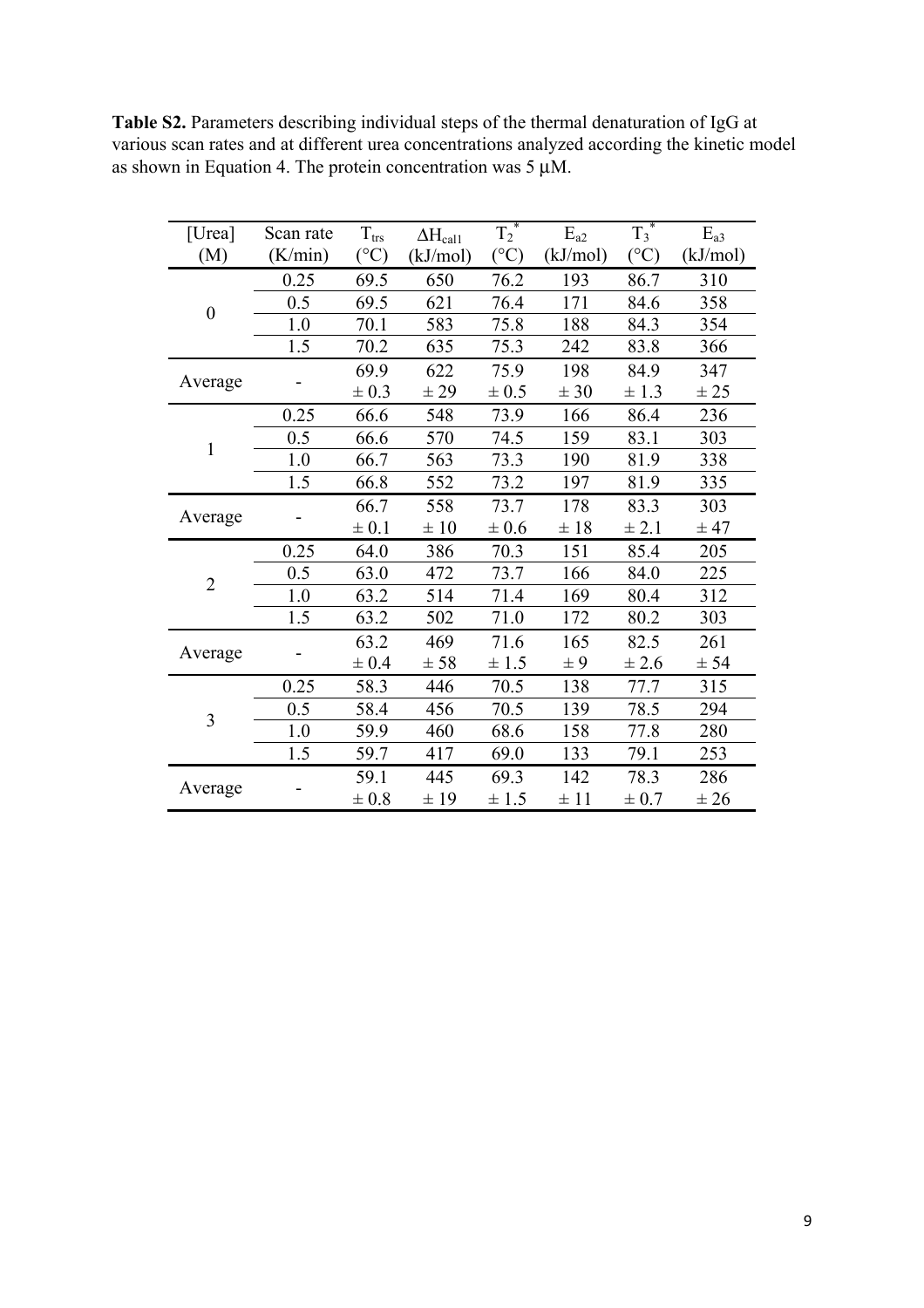**Table S2.** Parameters describing individual steps of the thermal denaturation of IgG at various scan rates and at different urea concentrations analyzed according the kinetic model as shown in Equation 4. The protein concentration was 5 μM.

| [Urea] (M) | Scan rate (K/min) | $T_{trs}$ (°C) | $\Delta H_{cal1}$ (kJ/mol) | $T_2^*$ (°C) | $E_{a2}$ (kJ/mol) | $T_3^*$ (°C) | $E_{a3}$ (kJ/mol) |
|---|---|---|---|---|---|---|---|
| 0 | 0.25 | 69.5 | 650 | 76.2 | 193 | 86.7 | 310 |
| | 0.5 | 69.5 | 621 | 76.4 | 171 | 84.6 | 358 |
| | 1.0 | 70.1 | 583 | 75.8 | 188 | 84.3 | 354 |
| | 1.5 | 70.2 | 635 | 75.3 | 242 | 83.8 | 366 |
| Average | - | 69.9 ± 0.3 | 622 ± 29 | 75.9 ± 0.5 | 198 ± 30 | 84.9 ± 1.3 | 347 ± 25 |
| 1 | 0.25 | 66.6 | 548 | 73.9 | 166 | 86.4 | 236 |
| | 0.5 | 66.6 | 570 | 74.5 | 159 | 83.1 | 303 |
| | 1.0 | 66.7 | 563 | 73.3 | 190 | 81.9 | 338 |
| | 1.5 | 66.8 | 552 | 73.2 | 197 | 81.9 | 335 |
| Average | - | 66.7 ± 0.1 | 558 ± 10 | 73.7 ± 0.6 | 178 ± 18 | 83.3 ± 2.1 | 303 ± 47 |
| 2 | 0.25 | 64.0 | 386 | 70.3 | 151 | 85.4 | 205 |
| | 0.5 | 63.0 | 472 | 73.7 | 166 | 84.0 | 225 |
| | 1.0 | 63.2 | 514 | 71.4 | 169 | 80.4 | 312 |
| | 1.5 | 63.2 | 502 | 71.0 | 172 | 80.2 | 303 |
| Average | - | 63.2 ± 0.4 | 469 ± 58 | 71.6 ± 1.5 | 165 ± 9 | 82.5 ± 2.6 | 261 ± 54 |
| 3 | 0.25 | 58.3 | 446 | 70.5 | 138 | 77.7 | 315 |
| | 0.5 | 58.4 | 456 | 70.5 | 139 | 78.5 | 294 |
| | 1.0 | 59.9 | 460 | 68.6 | 158 | 77.8 | 280 |
| | 1.5 | 59.7 | 417 | 69.0 | 133 | 79.1 | 253 |
| Average | - | 59.1 ± 0.8 | 445 ± 19 | 69.3 ± 1.5 | 142 ± 11 | 78.3 ± 0.7 | 286 ± 26 |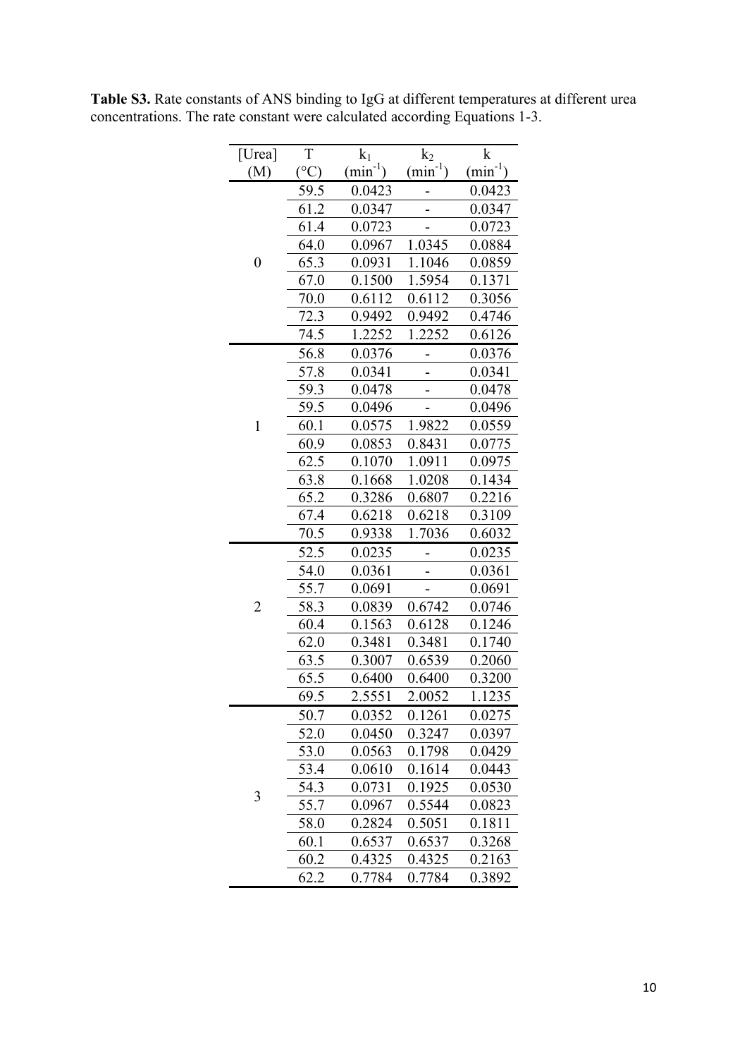**Table S3.** Rate constants of ANS binding to IgG at different temperatures at different urea concentrations. The rate constant were calculated according Equations 1-3.

| [Urea] (M) | T (°C) | $k_1$ ($min^{-1}$) | $k_2$ ($min^{-1}$) | k ($min^{-1}$) |
|---|---|---|---|---|
| 0 | 59.5 | 0.0423 | - | 0.0423 |
| | 61.2 | 0.0347 | - | 0.0347 |
| | 61.4 | 0.0723 | - | 0.0723 |
| | 64.0 | 0.0967 | 1.0345 | 0.0884 |
| | 65.3 | 0.0931 | 1.1046 | 0.0859 |
| | 67.0 | 0.1500 | 1.5954 | 0.1371 |
| | 70.0 | 0.6112 | 0.6112 | 0.3056 |
| | 72.3 | 0.9492 | 0.9492 | 0.4746 |
| | 74.5 | 1.2252 | 1.2252 | 0.6126 |
| 1 | 56.8 | 0.0376 | - | 0.0376 |
| | 57.8 | 0.0341 | - | 0.0341 |
| | 59.3 | 0.0478 | - | 0.0478 |
| | 59.5 | 0.0496 | - | 0.0496 |
| | 60.1 | 0.0575 | 1.9822 | 0.0559 |
| | 60.9 | 0.0853 | 0.8431 | 0.0775 |
| | 62.5 | 0.1070 | 1.0911 | 0.0975 |
| | 63.8 | 0.1668 | 1.0208 | 0.1434 |
| | 65.2 | 0.3286 | 0.6807 | 0.2216 |
| | 67.4 | 0.6218 | 0.6218 | 0.3109 |
| | 70.5 | 0.9338 | 1.7036 | 0.6032 |
| 2 | 52.5 | 0.0235 | - | 0.0235 |
| | 54.0 | 0.0361 | - | 0.0361 |
| | 55.7 | 0.0691 | - | 0.0691 |
| | 58.3 | 0.0839 | 0.6742 | 0.0746 |
| | 60.4 | 0.1563 | 0.6128 | 0.1246 |
| | 62.0 | 0.3481 | 0.3481 | 0.1740 |
| | 63.5 | 0.3007 | 0.6539 | 0.2060 |
| | 65.5 | 0.6400 | 0.6400 | 0.3200 |
| | 69.5 | 2.5551 | 2.0052 | 1.1235 |
| 3 | 50.7 | 0.0352 | 0.1261 | 0.0275 |
| | 52.0 | 0.0450 | 0.3247 | 0.0397 |
| | 53.0 | 0.0563 | 0.1798 | 0.0429 |
| | 53.4 | 0.0610 | 0.1614 | 0.0443 |
| | 54.3 | 0.0731 | 0.1925 | 0.0530 |
| | 55.7 | 0.0967 | 0.5544 | 0.0823 |
| | 58.0 | 0.2824 | 0.5051 | 0.1811 |
| | 60.1 | 0.6537 | 0.6537 | 0.3268 |
| | 60.2 | 0.4325 | 0.4325 | 0.2163 |
| | 62.2 | 0.7784 | 0.7784 | 0.3892 |